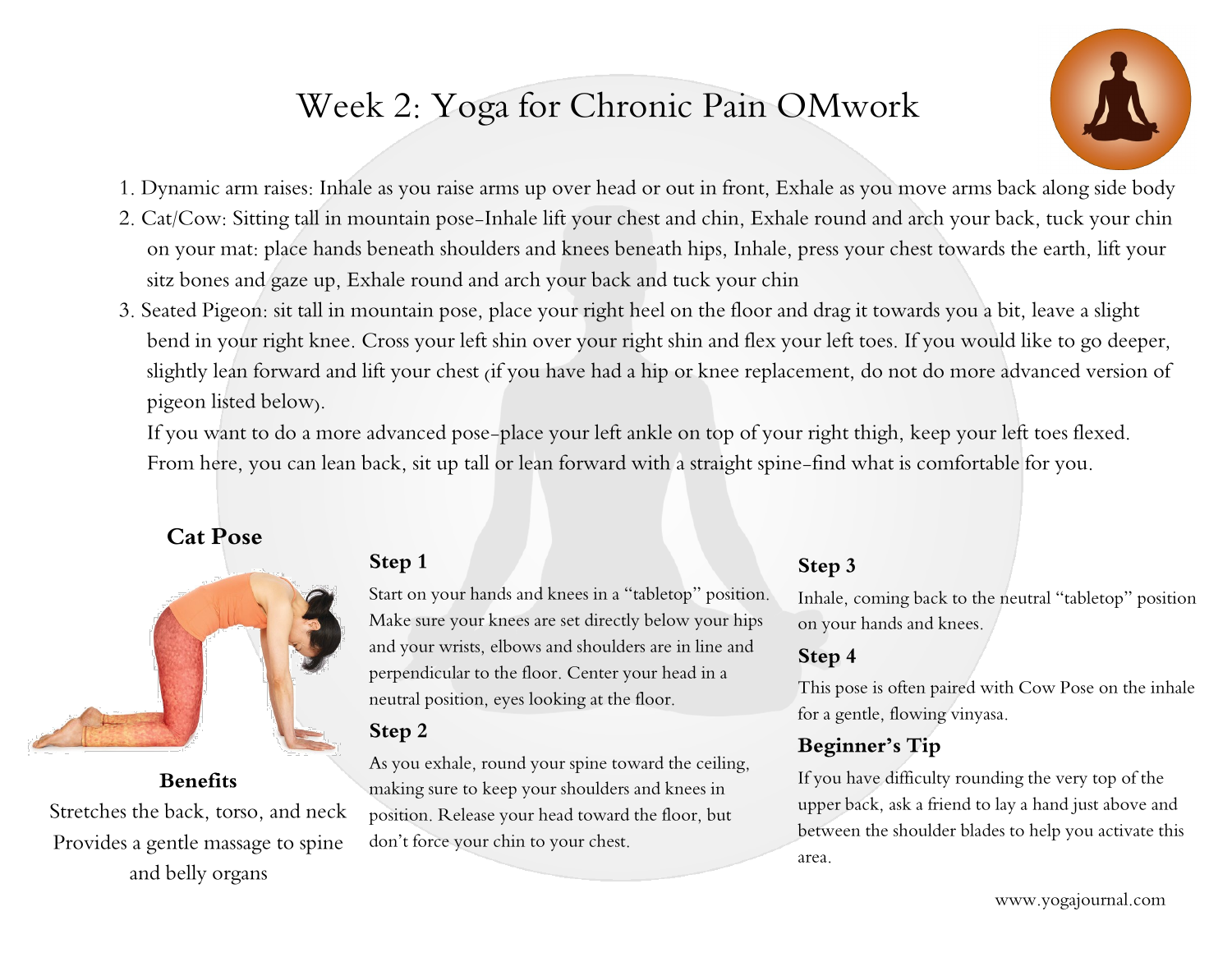# Week 2: Yoga for Chronic Pain OMwork

1. Dynamic arm raises: Inhale as you raise arms up over head or out in front, Exhale as you move arms back along side body
2. Cat/Cow: Sitting tall in mountain pose-Inhale lift your chest and chin, Exhale round and arch your back, tuck your chin on your mat: place hands beneath shoulders and knees beneath hips, Inhale, press your chest towards the earth, lift your sitz bones and gaze up, Exhale round and arch your back and tuck your chin
3. Seated Pigeon: sit tall in mountain pose, place your right heel on the floor and drag it towards you a bit, leave a slight bend in your right knee. Cross your left shin over your right shin and flex your left toes. If you would like to go deeper, slightly lean forward and lift your chest (if you have had a hip or knee replacement, do not do more advanced version of pigeon listed below).

   If you want to do a more advanced pose-place your left ankle on top of your right thigh, keep your left toes flexed. From here, you can lean back, sit up tall or lean forward with a straight spine-find what is comfortable for you.

## Cat Pose

**Benefits**

Stretches the back, torso, and neck

Provides a gentle massage to spine and belly organs

### Step 1

Start on your hands and knees in a "tabletop" position. Make sure your knees are set directly below your hips and your wrists, elbows and shoulders are in line and perpendicular to the floor. Center your head in a neutral position, eyes looking at the floor.

### Step 2

As you exhale, round your spine toward the ceiling, making sure to keep your shoulders and knees in position. Release your head toward the floor, but don't force your chin to your chest.

### Step 3

Inhale, coming back to the neutral "tabletop" position on your hands and knees.

### Step 4

This pose is often paired with Cow Pose on the inhale for a gentle, flowing vinyasa.

### Beginner's Tip

If you have difficulty rounding the very top of the upper back, ask a friend to lay a hand just above and between the shoulder blades to help you activate this area.

www.yogajournal.com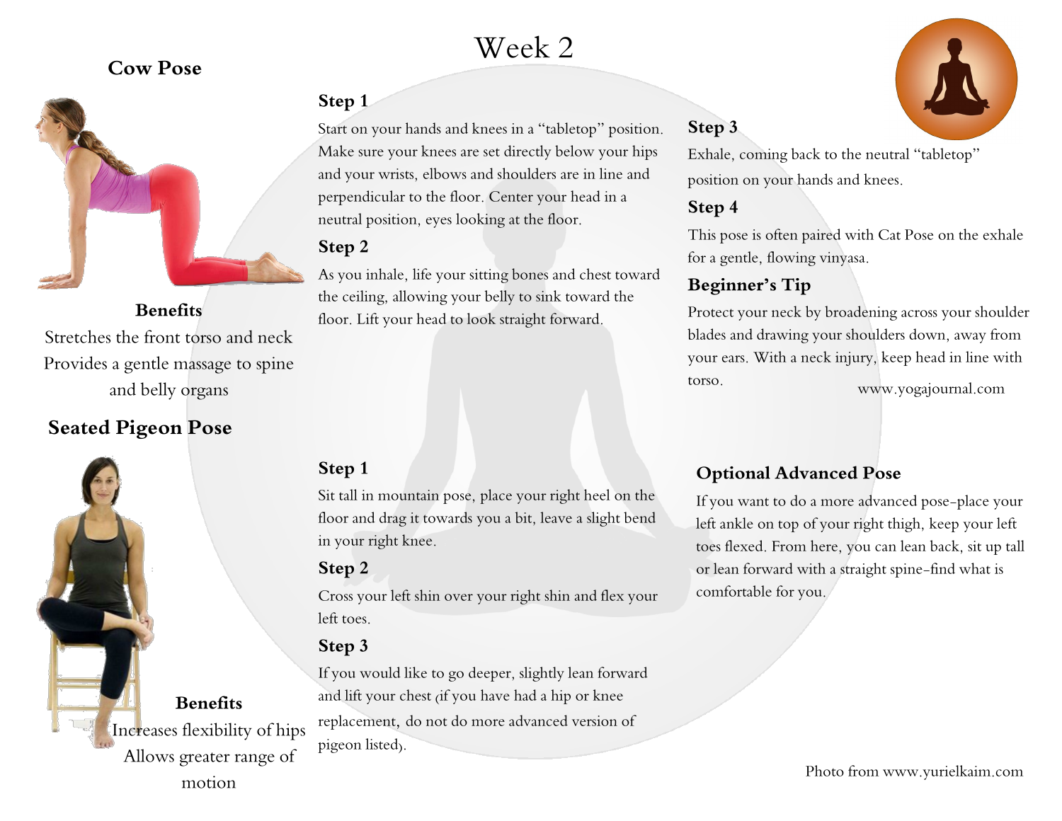# Week 2

## Cow Pose

### Benefits

Stretches the front torso and neck

Provides a gentle massage to spine and belly organs

### Step 1

Start on your hands and knees in a "tabletop" position. Make sure your knees are set directly below your hips and your wrists, elbows and shoulders are in line and perpendicular to the floor. Center your head in a neutral position, eyes looking at the floor.

### Step 2

As you inhale, life your sitting bones and chest toward the ceiling, allowing your belly to sink toward the floor. Lift your head to look straight forward.

### Step 3

Exhale, coming back to the neutral "tabletop" position on your hands and knees.

### Step 4

This pose is often paired with Cat Pose on the exhale for a gentle, flowing vinyasa.

### Beginner's Tip

Protect your neck by broadening across your shoulder blades and drawing your shoulders down, away from your ears. With a neck injury, keep head in line with torso.

www.yogajournal.com

## Seated Pigeon Pose

### Benefits

Increases flexibility of hips

Allows greater range of motion

### Step 1

Sit tall in mountain pose, place your right heel on the floor and drag it towards you a bit, leave a slight bend in your right knee.

### Step 2

Cross your left shin over your right shin and flex your left toes.

### Step 3

If you would like to go deeper, slightly lean forward and lift your chest (if you have had a hip or knee replacement, do not do more advanced version of pigeon listed).

### Optional Advanced Pose

If you want to do a more advanced pose-place your left ankle on top of your right thigh, keep your left toes flexed. From here, you can lean back, sit up tall or lean forward with a straight spine-find what is comfortable for you.

Photo from www.yurielkaim.com